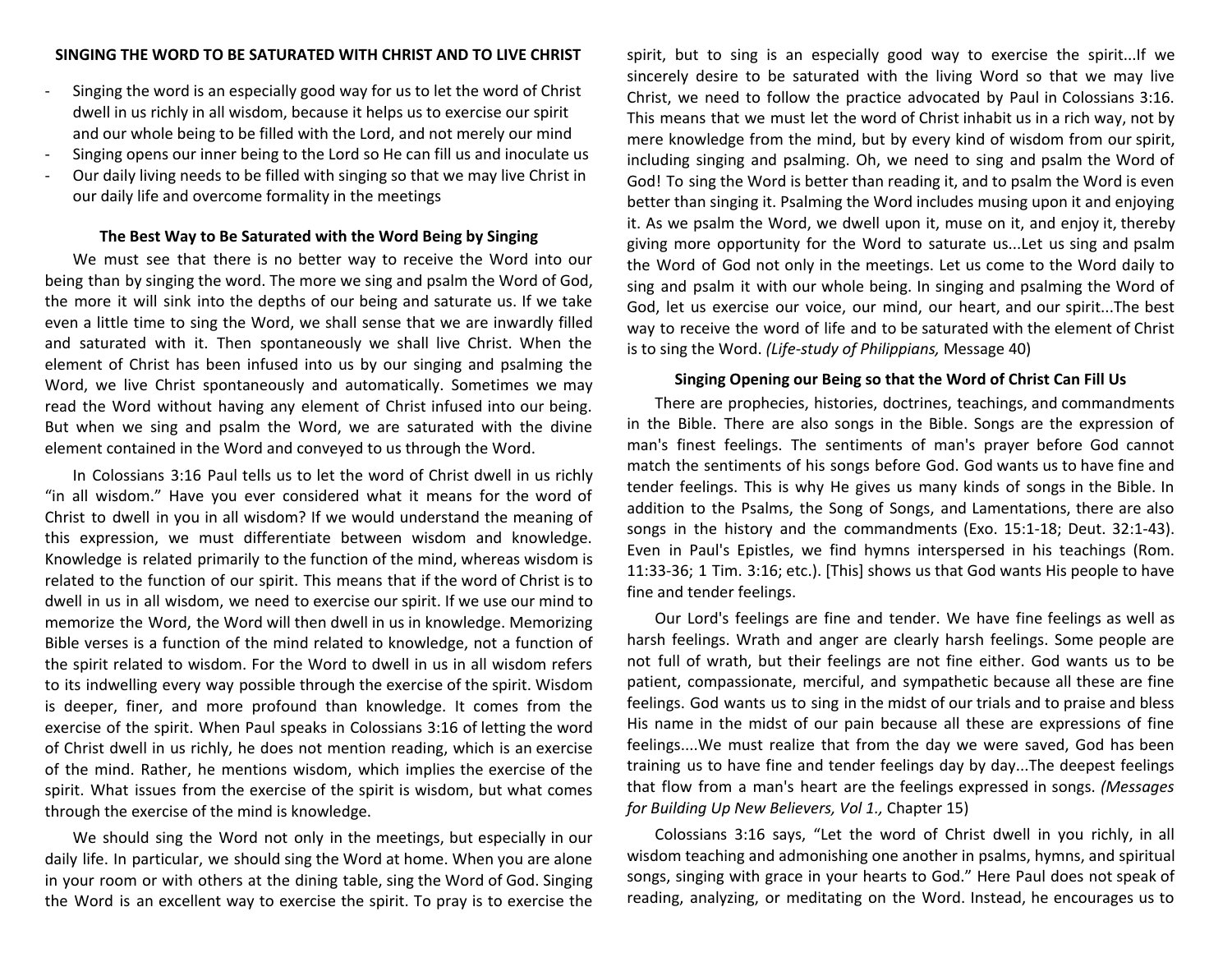**SINGING THE WORD TO BE SATURATED WITH CHRIST AND TO LIVE CHRIST**

- Singing the word is an especially good way for us to let the word of Christ dwell in us richly in all wisdom, because it helps us to exercise our spirit and our whole being to be filled with the Lord, and not merely our mind
- Singing opens our inner being to the Lord so He can fill us and inoculate us
- Our daily living needs to be filled with singing so that we may live Christ in our daily life and overcome formality in the meetings

**The Best Way to Be Saturated with the Word Being by Singing**

We must see that there is no better way to receive the Word into our being than by singing the word. The more we sing and psalm the Word of God, the more it will sink into the depths of our being and saturate us. If we take even a little time to sing the Word, we shall sense that we are inwardly filled and saturated with it. Then spontaneously we shall live Christ. When the element of Christ has been infused into us by our singing and psalming the Word, we live Christ spontaneously and automatically. Sometimes we may read the Word without having any element of Christ infused into our being. But when we sing and psalm the Word, we are saturated with the divine element contained in the Word and conveyed to us through the Word.

In Colossians 3:16 Paul tells us to let the word of Christ dwell in us richly "in all wisdom." Have you ever considered what it means for the word of Christ to dwell in you in all wisdom? If we would understand the meaning of this expression, we must differentiate between wisdom and knowledge. Knowledge is related primarily to the function of the mind, whereas wisdom is related to the function of our spirit. This means that if the word of Christ is to dwell in us in all wisdom, we need to exercise our spirit. If we use our mind to memorize the Word, the Word will then dwell in us in knowledge. Memorizing Bible verses is a function of the mind related to knowledge, not a function of the spirit related to wisdom. For the Word to dwell in us in all wisdom refers to its indwelling every way possible through the exercise of the spirit. Wisdom is deeper, finer, and more profound than knowledge. It comes from the exercise of the spirit. When Paul speaks in Colossians 3:16 of letting the word of Christ dwell in us richly, he does not mention reading, which is an exercise of the mind. Rather, he mentions wisdom, which implies the exercise of the spirit. What issues from the exercise of the spirit is wisdom, but what comes through the exercise of the mind is knowledge.

We should sing the Word not only in the meetings, but especially in our daily life. In particular, we should sing the Word at home. When you are alone in your room or with others at the dining table, sing the Word of God. Singing the Word is an excellent way to exercise the spirit. To pray is to exercise the spirit, but to sing is an especially good way to exercise the spirit...If we sincerely desire to be saturated with the living Word so that we may live Christ, we need to follow the practice advocated by Paul in Colossians 3:16. This means that we must let the word of Christ inhabit us in a rich way, not by mere knowledge from the mind, but by every kind of wisdom from our spirit, including singing and psalming. Oh, we need to sing and psalm the Word of God! To sing the Word is better than reading it, and to psalm the Word is even better than singing it. Psalming the Word includes musing upon it and enjoying it. As we psalm the Word, we dwell upon it, muse on it, and enjoy it, thereby giving more opportunity for the Word to saturate us...Let us sing and psalm the Word of God not only in the meetings. Let us come to the Word daily to sing and psalm it with our whole being. In singing and psalming the Word of God, let us exercise our voice, our mind, our heart, and our spirit...The best way to receive the word of life and to be saturated with the element of Christ is to sing the Word. *(Life-study of Philippians,* Message 40)

**Singing Opening our Being so that the Word of Christ Can Fill Us**

There are prophecies, histories, doctrines, teachings, and commandments in the Bible. There are also songs in the Bible. Songs are the expression of man's finest feelings. The sentiments of man's prayer before God cannot match the sentiments of his songs before God. God wants us to have fine and tender feelings. This is why He gives us many kinds of songs in the Bible. In addition to the Psalms, the Song of Songs, and Lamentations, there are also songs in the history and the commandments (Exo. 15:1-18; Deut. 32:1-43). Even in Paul's Epistles, we find hymns interspersed in his teachings (Rom. 11:33-36; 1 Tim. 3:16; etc.). [This] shows us that God wants His people to have fine and tender feelings.

Our Lord's feelings are fine and tender. We have fine feelings as well as harsh feelings. Wrath and anger are clearly harsh feelings. Some people are not full of wrath, but their feelings are not fine either. God wants us to be patient, compassionate, merciful, and sympathetic because all these are fine feelings. God wants us to sing in the midst of our trials and to praise and bless His name in the midst of our pain because all these are expressions of fine feelings....We must realize that from the day we were saved, God has been training us to have fine and tender feelings day by day...The deepest feelings that flow from a man's heart are the feelings expressed in songs. *(Messages for Building Up New Believers, Vol 1.,* Chapter 15)

Colossians 3:16 says, "Let the word of Christ dwell in you richly, in all wisdom teaching and admonishing one another in psalms, hymns, and spiritual songs, singing with grace in your hearts to God." Here Paul does not speak of reading, analyzing, or meditating on the Word. Instead, he encourages us to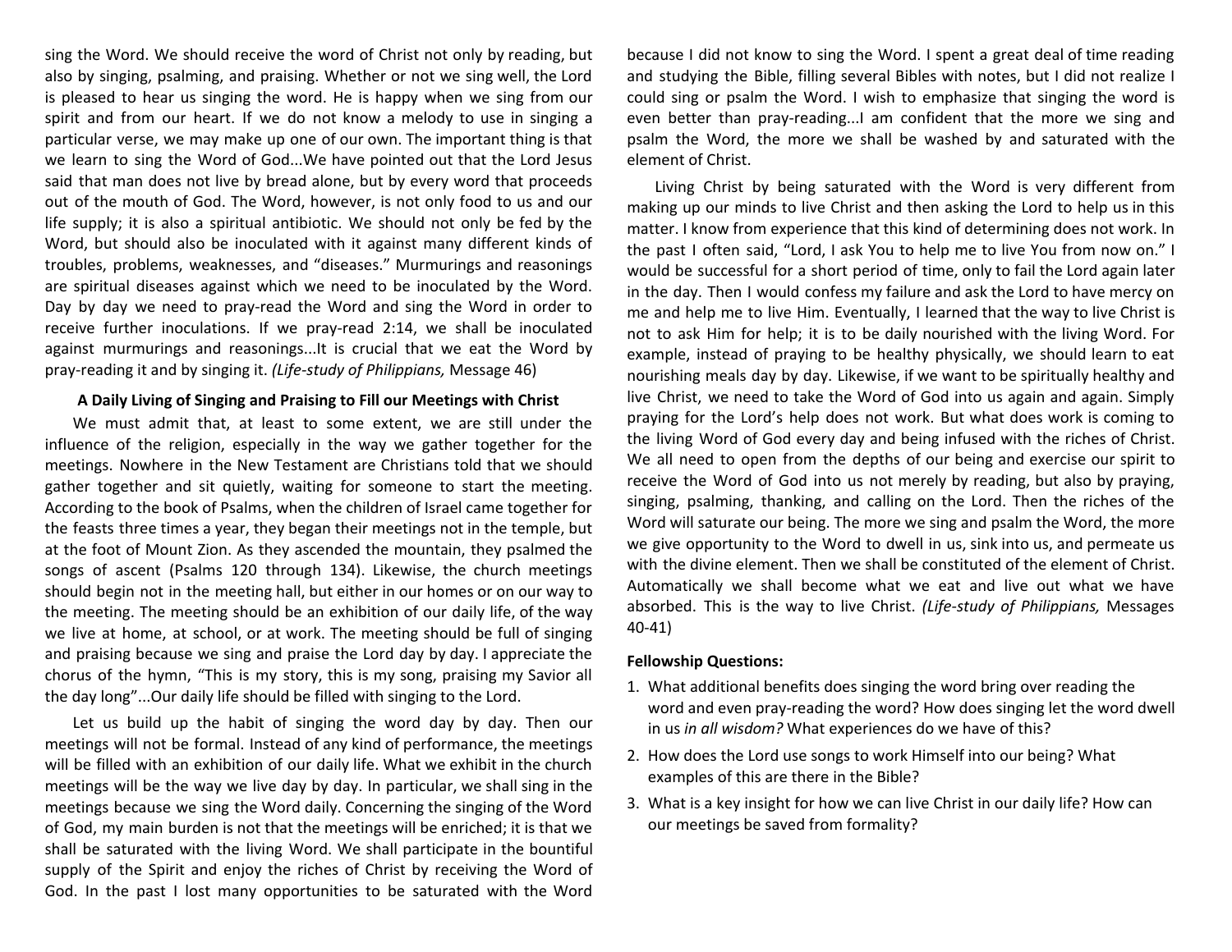sing the Word. We should receive the word of Christ not only by reading, but also by singing, psalming, and praising. Whether or not we sing well, the Lord is pleased to hear us singing the word. He is happy when we sing from our spirit and from our heart. If we do not know a melody to use in singing a particular verse, we may make up one of our own. The important thing is that we learn to sing the Word of God...We have pointed out that the Lord Jesus said that man does not live by bread alone, but by every word that proceeds out of the mouth of God. The Word, however, is not only food to us and our life supply; it is also a spiritual antibiotic. We should not only be fed by the Word, but should also be inoculated with it against many different kinds of troubles, problems, weaknesses, and "diseases." Murmurings and reasonings are spiritual diseases against which we need to be inoculated by the Word. Day by day we need to pray-read the Word and sing the Word in order to receive further inoculations. If we pray-read 2:14, we shall be inoculated against murmurings and reasonings...It is crucial that we eat the Word by pray-reading it and by singing it. *(Life-study of Philippians,* Message 46)

**A Daily Living of Singing and Praising to Fill our Meetings with Christ**

We must admit that, at least to some extent, we are still under the influence of the religion, especially in the way we gather together for the meetings. Nowhere in the New Testament are Christians told that we should gather together and sit quietly, waiting for someone to start the meeting. According to the book of Psalms, when the children of Israel came together for the feasts three times a year, they began their meetings not in the temple, but at the foot of Mount Zion. As they ascended the mountain, they psalmed the songs of ascent (Psalms 120 through 134). Likewise, the church meetings should begin not in the meeting hall, but either in our homes or on our way to the meeting. The meeting should be an exhibition of our daily life, of the way we live at home, at school, or at work. The meeting should be full of singing and praising because we sing and praise the Lord day by day. I appreciate the chorus of the hymn, "This is my story, this is my song, praising my Savior all the day long"...Our daily life should be filled with singing to the Lord.

Let us build up the habit of singing the word day by day. Then our meetings will not be formal. Instead of any kind of performance, the meetings will be filled with an exhibition of our daily life. What we exhibit in the church meetings will be the way we live day by day. In particular, we shall sing in the meetings because we sing the Word daily. Concerning the singing of the Word of God, my main burden is not that the meetings will be enriched; it is that we shall be saturated with the living Word. We shall participate in the bountiful supply of the Spirit and enjoy the riches of Christ by receiving the Word of God. In the past I lost many opportunities to be saturated with the Word because I did not know to sing the Word. I spent a great deal of time reading and studying the Bible, filling several Bibles with notes, but I did not realize I could sing or psalm the Word. I wish to emphasize that singing the word is even better than pray-reading...I am confident that the more we sing and psalm the Word, the more we shall be washed by and saturated with the element of Christ.

Living Christ by being saturated with the Word is very different from making up our minds to live Christ and then asking the Lord to help us in this matter. I know from experience that this kind of determining does not work. In the past I often said, "Lord, I ask You to help me to live You from now on." I would be successful for a short period of time, only to fail the Lord again later in the day. Then I would confess my failure and ask the Lord to have mercy on me and help me to live Him. Eventually, I learned that the way to live Christ is not to ask Him for help; it is to be daily nourished with the living Word. For example, instead of praying to be healthy physically, we should learn to eat nourishing meals day by day. Likewise, if we want to be spiritually healthy and live Christ, we need to take the Word of God into us again and again. Simply praying for the Lord's help does not work. But what does work is coming to the living Word of God every day and being infused with the riches of Christ. We all need to open from the depths of our being and exercise our spirit to receive the Word of God into us not merely by reading, but also by praying, singing, psalming, thanking, and calling on the Lord. Then the riches of the Word will saturate our being. The more we sing and psalm the Word, the more we give opportunity to the Word to dwell in us, sink into us, and permeate us with the divine element. Then we shall be constituted of the element of Christ. Automatically we shall become what we eat and live out what we have absorbed. This is the way to live Christ. *(Life-study of Philippians,* Messages 40-41)

**Fellowship Questions:**

1. What additional benefits does singing the word bring over reading the word and even pray-reading the word? How does singing let the word dwell in us *in all wisdom?* What experiences do we have of this?
2. How does the Lord use songs to work Himself into our being? What examples of this are there in the Bible?
3. What is a key insight for how we can live Christ in our daily life? How can our meetings be saved from formality?